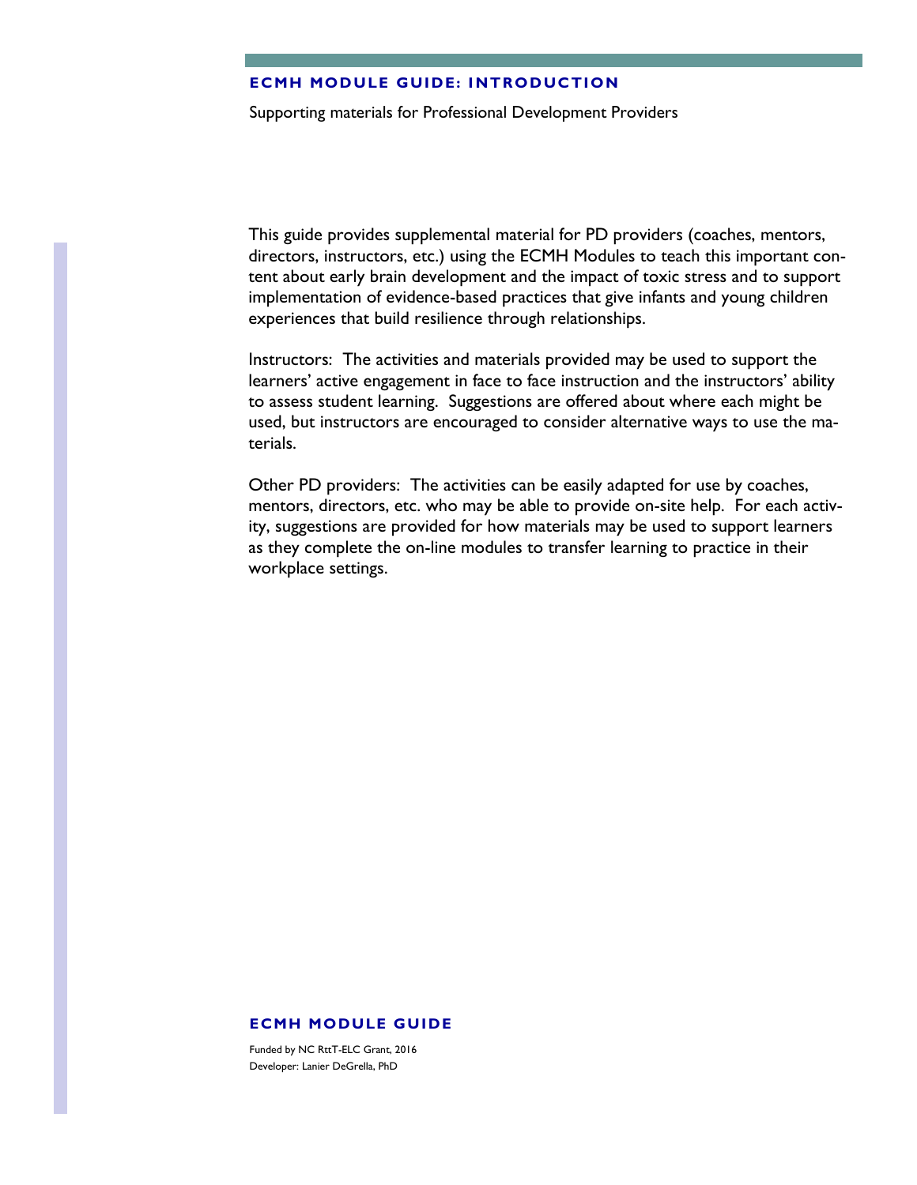## ECMH MODULE GUIDE: INTRODUCTION

Supporting materials for Professional Development Providers

This guide provides supplemental material for PD providers (coaches, mentors, directors, instructors, etc.) using the ECMH Modules to teach this important content about early brain development and the impact of toxic stress and to support implementation of evidence-based practices that give infants and young children experiences that build resilience through relationships.

Instructors: The activities and materials provided may be used to support the learners' active engagement in face to face instruction and the instructors' ability to assess student learning. Suggestions are offered about where each might be used, but instructors are encouraged to consider alternative ways to use the materials.

Other PD providers: The activities can be easily adapted for use by coaches, mentors, directors, etc. who may be able to provide on-site help. For each activity, suggestions are provided for how materials may be used to support learners as they complete the on-line modules to transfer learning to practice in their workplace settings.

**ECMH MODULE GUIDE**

Funded by NC RttT-ELC Grant, 2016

Developer: Lanier DeGrella, PhD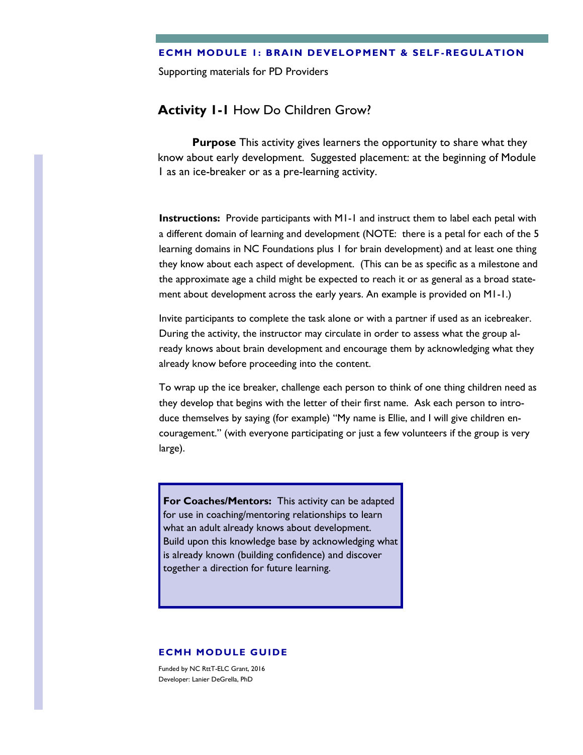# Activity 1-1 How Do Children Grow?

**Purpose** This activity gives learners the opportunity to share what they know about early development. Suggested placement: at the beginning of Module 1 as an ice-breaker or as a pre-learning activity.

**Instructions:** Provide participants with M1-1 and instruct them to label each petal with a different domain of learning and development (NOTE: there is a petal for each of the 5 learning domains in NC Foundations plus 1 for brain development) and at least one thing they know about each aspect of development. (This can be as specific as a milestone and the approximate age a child might be expected to reach it or as general as a broad statement about development across the early years. An example is provided on M1-1.)

Invite participants to complete the task alone or with a partner if used as an icebreaker. During the activity, the instructor may circulate in order to assess what the group already knows about brain development and encourage them by acknowledging what they already know before proceeding into the content.

To wrap up the ice breaker, challenge each person to think of one thing children need as they develop that begins with the letter of their first name. Ask each person to introduce themselves by saying (for example) "My name is Ellie, and I will give children encouragement." (with everyone participating or just a few volunteers if the group is very large).

> **For Coaches/Mentors:** This activity can be adapted for use in coaching/mentoring relationships to learn what an adult already knows about development. Build upon this knowledge base by acknowledging what is already known (building confidence) and discover together a direction for future learning.

**ECMH MODULE GUIDE**

Funded by NC RttT-ELC Grant, 2016
Developer: Lanier DeGrella, PhD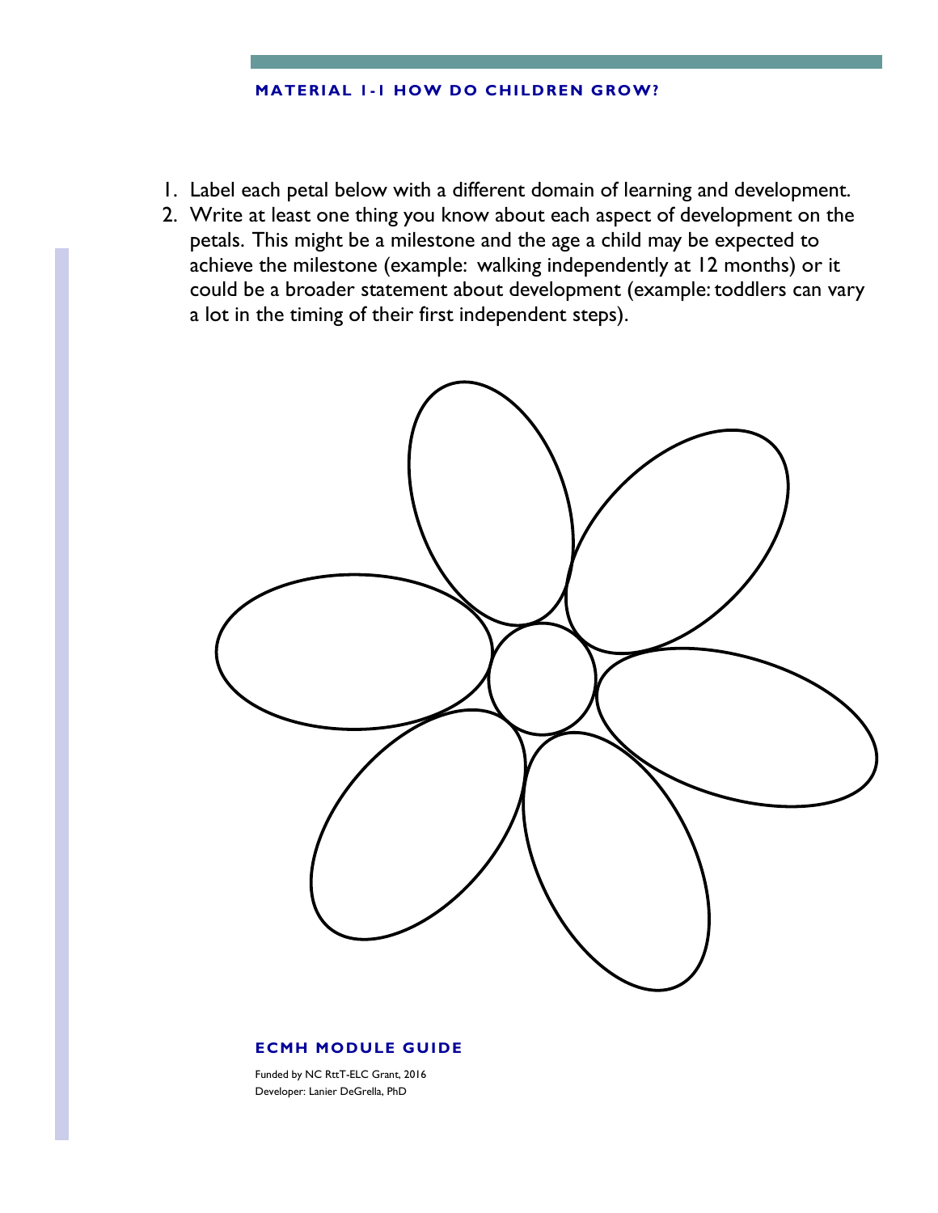## MATERIAL 1-1 HOW DO CHILDREN GROW?

1. Label each petal below with a different domain of learning and development.
2. Write at least one thing you know about each aspect of development on the petals. This might be a milestone and the age a child may be expected to achieve the milestone (example: walking independently at 12 months) or it could be a broader statement about development (example: toddlers can vary a lot in the timing of their first independent steps).

**ECMH MODULE GUIDE**

Funded by NC RttT-ELC Grant, 2016
Developer: Lanier DeGrella, PhD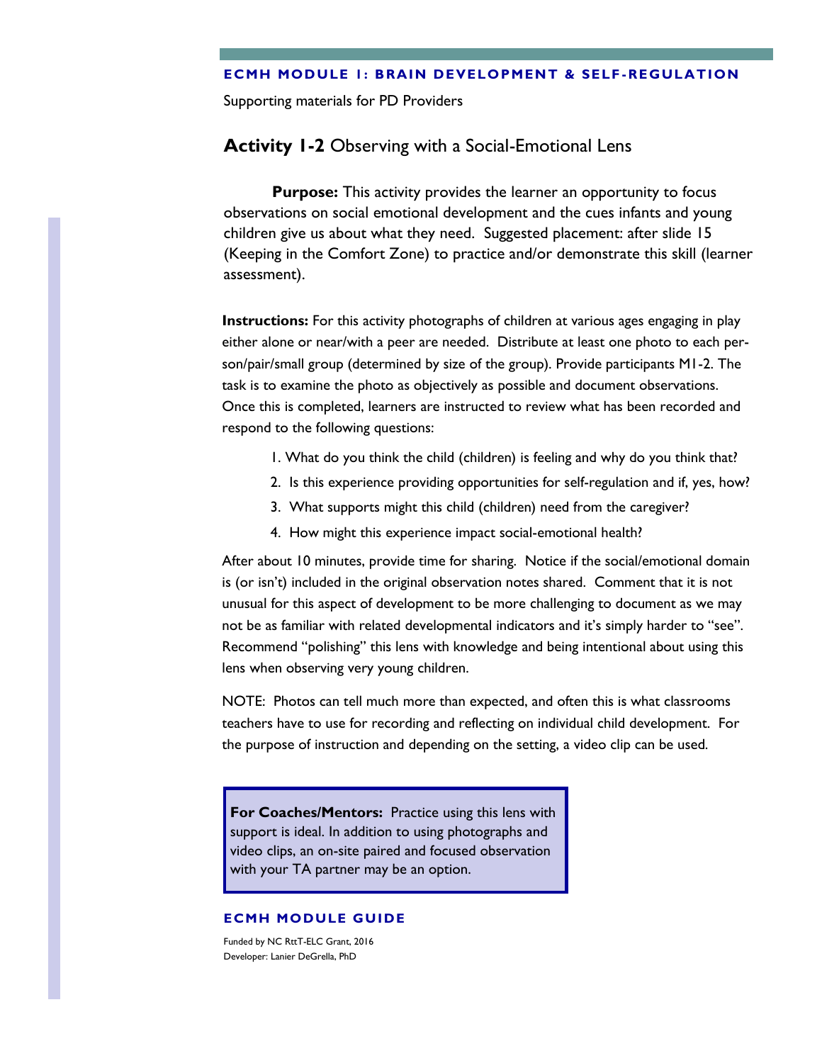## Activity 1-2 Observing with a Social-Emotional Lens

**Purpose:** This activity provides the learner an opportunity to focus observations on social emotional development and the cues infants and young children give us about what they need. Suggested placement: after slide 15 (Keeping in the Comfort Zone) to practice and/or demonstrate this skill (learner assessment).

**Instructions:** For this activity photographs of children at various ages engaging in play either alone or near/with a peer are needed. Distribute at least one photo to each person/pair/small group (determined by size of the group). Provide participants M1-2. The task is to examine the photo as objectively as possible and document observations. Once this is completed, learners are instructed to review what has been recorded and respond to the following questions:

1. What do you think the child (children) is feeling and why do you think that?
2. Is this experience providing opportunities for self-regulation and if, yes, how?
3. What supports might this child (children) need from the caregiver?
4. How might this experience impact social-emotional health?

After about 10 minutes, provide time for sharing. Notice if the social/emotional domain is (or isn't) included in the original observation notes shared. Comment that it is not unusual for this aspect of development to be more challenging to document as we may not be as familiar with related developmental indicators and it's simply harder to "see". Recommend "polishing" this lens with knowledge and being intentional about using this lens when observing very young children.

NOTE: Photos can tell much more than expected, and often this is what classrooms teachers have to use for recording and reflecting on individual child development. For the purpose of instruction and depending on the setting, a video clip can be used.

**For Coaches/Mentors:** Practice using this lens with support is ideal. In addition to using photographs and video clips, an on-site paired and focused observation with your TA partner may be an option.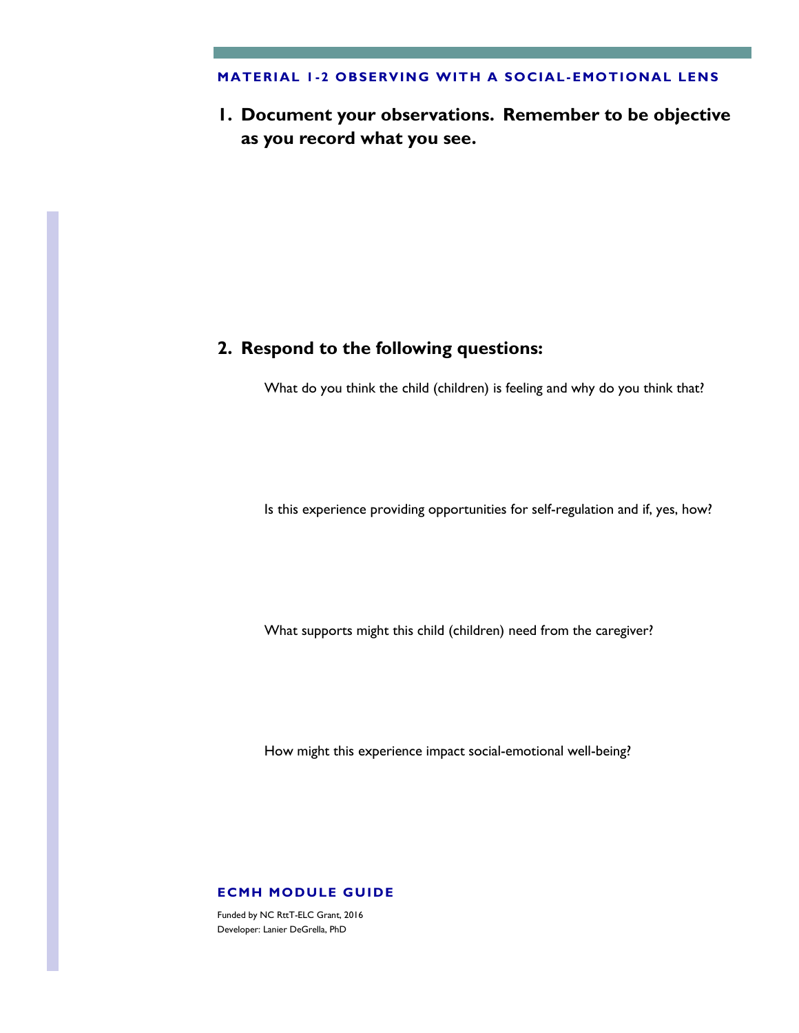## MATERIAL 1-2 OBSERVING WITH A SOCIAL-EMOTIONAL LENS

### 1. Document your observations. Remember to be objective as you record what you see.

### 2. Respond to the following questions:

What do you think the child (children) is feeling and why do you think that?

Is this experience providing opportunities for self-regulation and if, yes, how?

What supports might this child (children) need from the caregiver?

How might this experience impact social-emotional well-being?

**ECMH MODULE GUIDE**

Funded by NC RttT-ELC Grant, 2016
Developer: Lanier DeGrella, PhD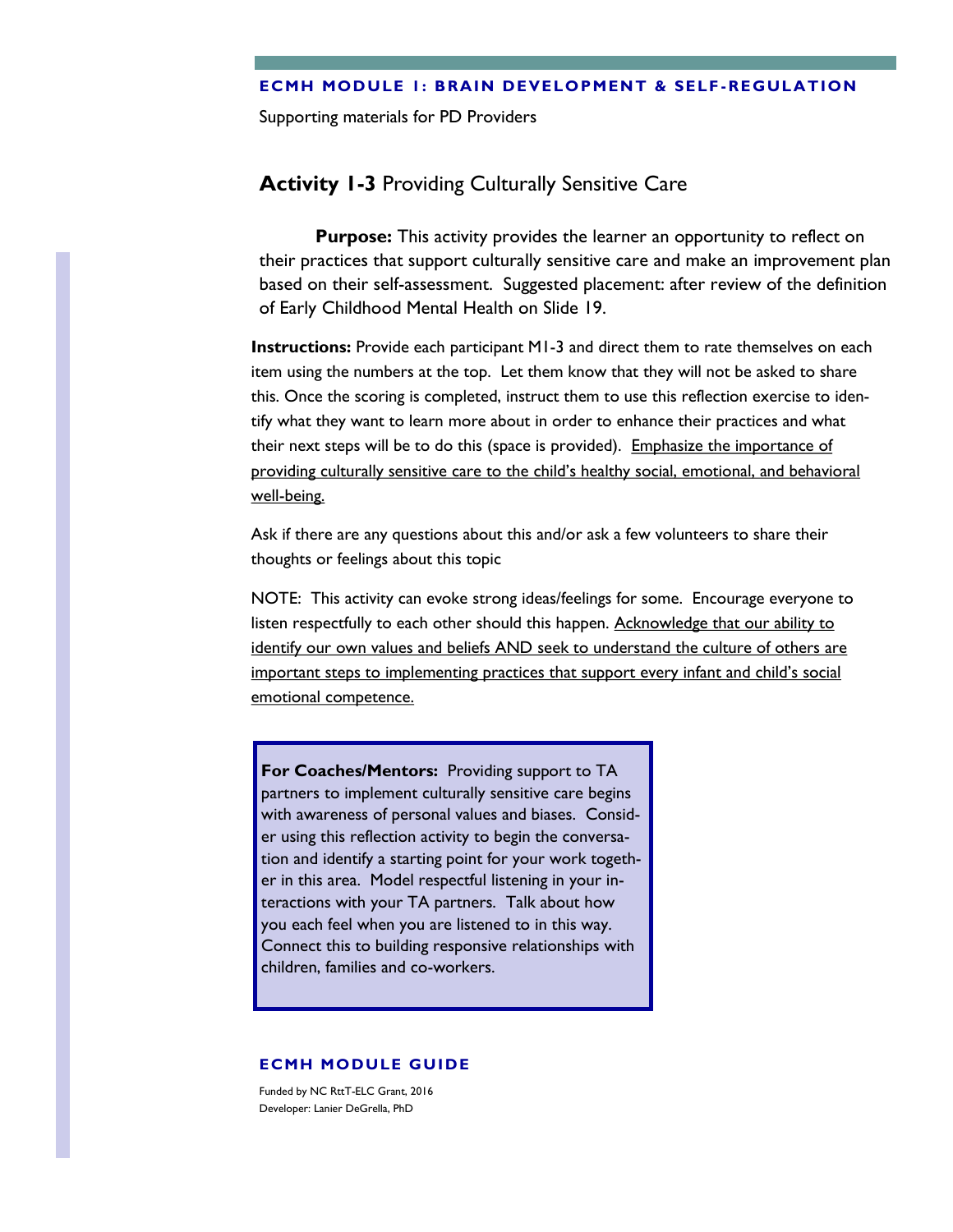**ECMH MODULE 1: BRAIN DEVELOPMENT & SELF-REGULATION**

Supporting materials for PD Providers

## **Activity 1-3** Providing Culturally Sensitive Care

**Purpose:** This activity provides the learner an opportunity to reflect on their practices that support culturally sensitive care and make an improvement plan based on their self-assessment. Suggested placement: after review of the definition of Early Childhood Mental Health on Slide 19.

**Instructions:** Provide each participant M1-3 and direct them to rate themselves on each item using the numbers at the top. Let them know that they will not be asked to share this. Once the scoring is completed, instruct them to use this reflection exercise to identify what they want to learn more about in order to enhance their practices and what their next steps will be to do this (space is provided). <u>Emphasize the importance of providing culturally sensitive care to the child's healthy social, emotional, and behavioral well-being.</u>

Ask if there are any questions about this and/or ask a few volunteers to share their thoughts or feelings about this topic

NOTE: This activity can evoke strong ideas/feelings for some. Encourage everyone to listen respectfully to each other should this happen. <u>Acknowledge that our ability to identify our own values and beliefs AND seek to understand the culture of others are important steps to implementing practices that support every infant and child's social emotional competence.</u>

**For Coaches/Mentors:** Providing support to TA partners to implement culturally sensitive care begins with awareness of personal values and biases. Consider using this reflection activity to begin the conversation and identify a starting point for your work together in this area. Model respectful listening in your interactions with your TA partners. Talk about how you each feel when you are listened to in this way. Connect this to building responsive relationships with children, families and co-workers.

**ECMH MODULE GUIDE**

Funded by NC RttT-ELC Grant, 2016
Developer: Lanier DeGrella, PhD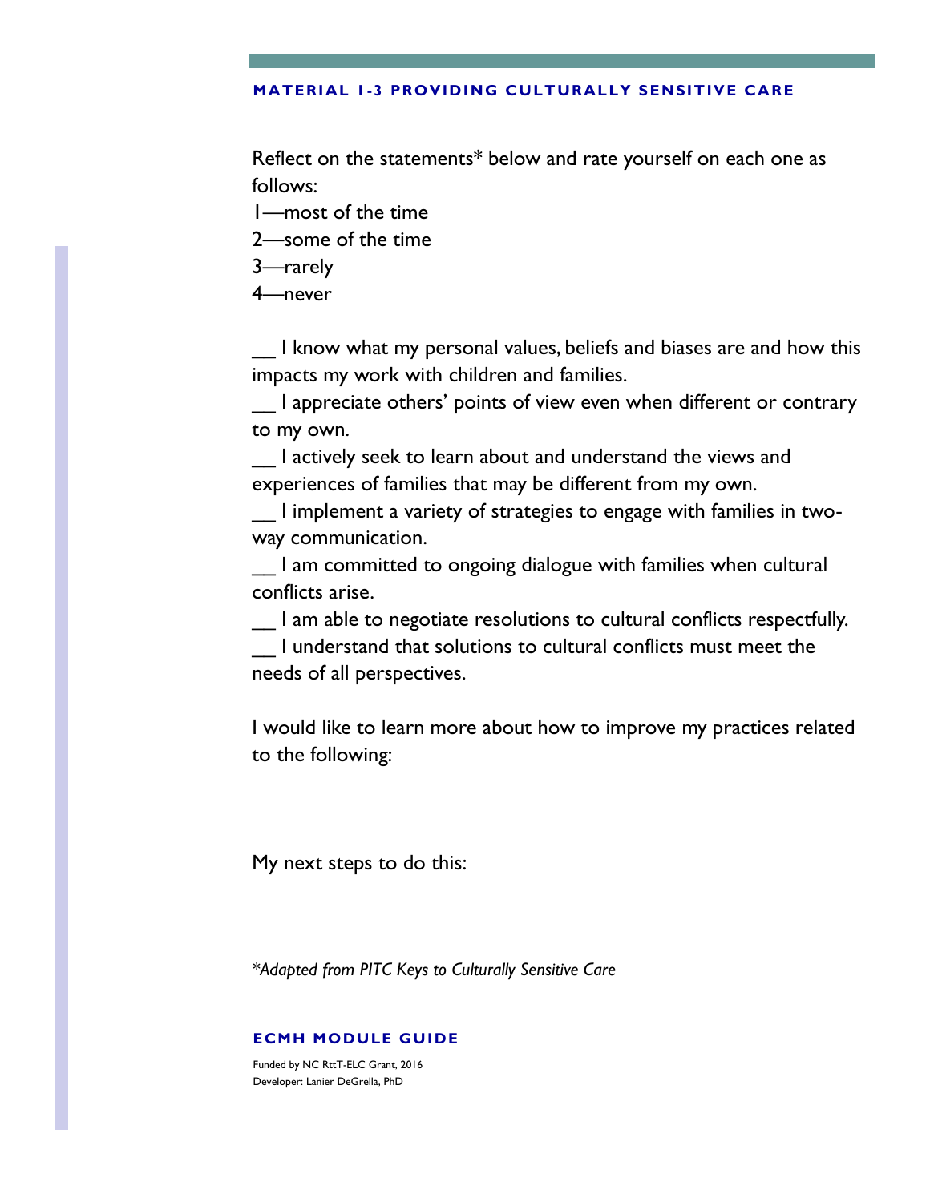## MATERIAL 1-3 PROVIDING CULTURALLY SENSITIVE CARE

Reflect on the statements* below and rate yourself on each one as follows:

1—most of the time

2—some of the time

3—rarely

4—never

__ I know what my personal values, beliefs and biases are and how this impacts my work with children and families.

__ I appreciate others' points of view even when different or contrary to my own.

__ I actively seek to learn about and understand the views and experiences of families that may be different from my own.

__ I implement a variety of strategies to engage with families in two-way communication.

__ I am committed to ongoing dialogue with families when cultural conflicts arise.

__ I am able to negotiate resolutions to cultural conflicts respectfully.

__ I understand that solutions to cultural conflicts must meet the needs of all perspectives.

I would like to learn more about how to improve my practices related to the following:

My next steps to do this:

*\*Adapted from PITC Keys to Culturally Sensitive Care*

**ECMH MODULE GUIDE**

Funded by NC RttT-ELC Grant, 2016

Developer: Lanier DeGrella, PhD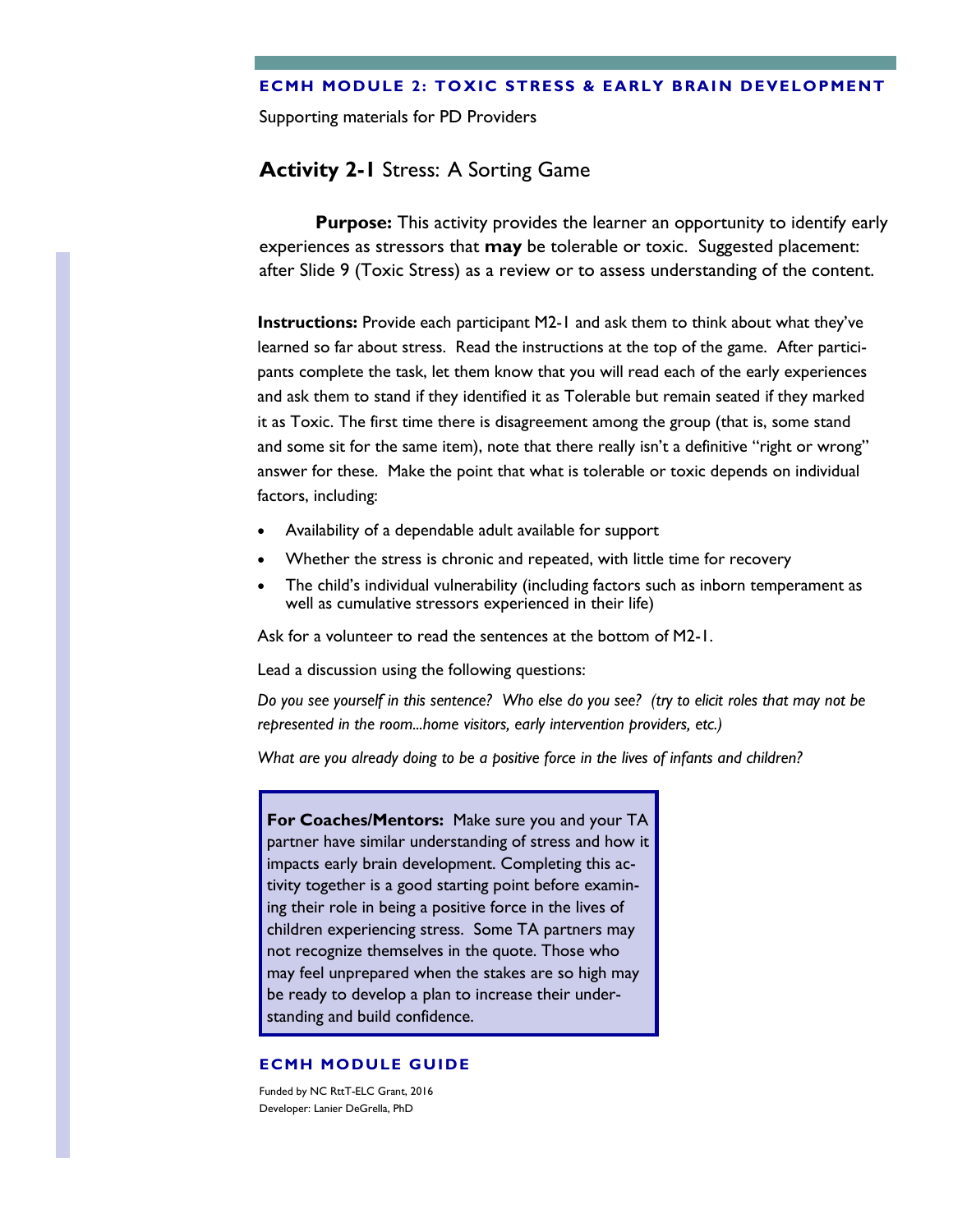## Activity 2-1 Stress: A Sorting Game

**Purpose:** This activity provides the learner an opportunity to identify early experiences as stressors that **may** be tolerable or toxic. Suggested placement: after Slide 9 (Toxic Stress) as a review or to assess understanding of the content.

**Instructions:** Provide each participant M2-1 and ask them to think about what they've learned so far about stress. Read the instructions at the top of the game. After participants complete the task, let them know that you will read each of the early experiences and ask them to stand if they identified it as Tolerable but remain seated if they marked it as Toxic. The first time there is disagreement among the group (that is, some stand and some sit for the same item), note that there really isn't a definitive "right or wrong" answer for these. Make the point that what is tolerable or toxic depends on individual factors, including:

- Availability of a dependable adult available for support
- Whether the stress is chronic and repeated, with little time for recovery
- The child's individual vulnerability (including factors such as inborn temperament as well as cumulative stressors experienced in their life)

Ask for a volunteer to read the sentences at the bottom of M2-1.

Lead a discussion using the following questions:

*Do you see yourself in this sentence? Who else do you see? (try to elicit roles that may not be represented in the room...home visitors, early intervention providers, etc.)*

*What are you already doing to be a positive force in the lives of infants and children?*

> **For Coaches/Mentors:** Make sure you and your TA partner have similar understanding of stress and how it impacts early brain development. Completing this activity together is a good starting point before examining their role in being a positive force in the lives of children experiencing stress. Some TA partners may not recognize themselves in the quote. Those who may feel unprepared when the stakes are so high may be ready to develop a plan to increase their understanding and build confidence.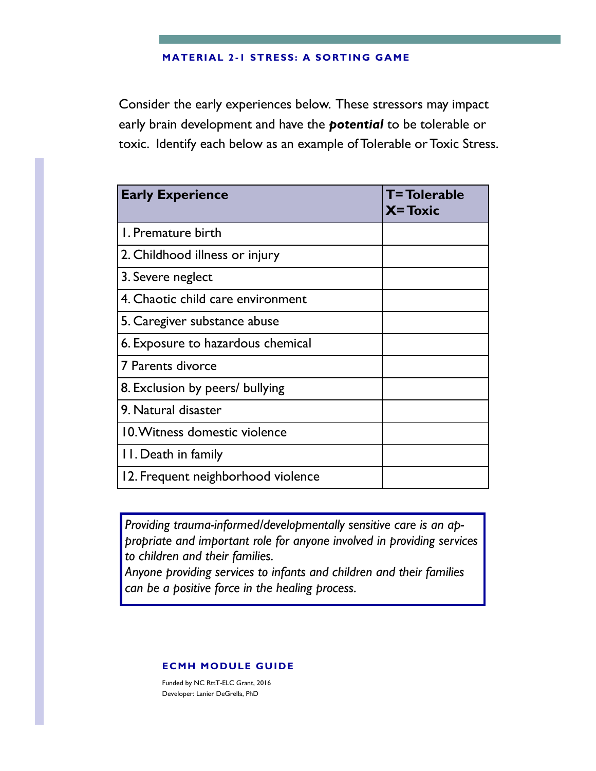## MATERIAL 2-1 STRESS: A SORTING GAME

Consider the early experiences below. These stressors may impact early brain development and have the ***potential*** to be tolerable or toxic. Identify each below as an example of Tolerable or Toxic Stress.

| **Early Experience** | **T= Tolerable X= Toxic** |
|---|---|
| 1. Premature birth | |
| 2. Childhood illness or injury | |
| 3. Severe neglect | |
| 4. Chaotic child care environment | |
| 5. Caregiver substance abuse | |
| 6. Exposure to hazardous chemical | |
| 7 Parents divorce | |
| 8. Exclusion by peers/ bullying | |
| 9. Natural disaster | |
| 10. Witness domestic violence | |
| 11. Death in family | |
| 12. Frequent neighborhood violence | |

*Providing trauma-informed/developmentally sensitive care is an appropriate and important role for anyone involved in providing services to children and their families.*
*Anyone providing services to infants and children and their families can be a positive force in the healing process.*

**ECMH MODULE GUIDE**

Funded by NC RttT-ELC Grant, 2016
Developer: Lanier DeGrella, PhD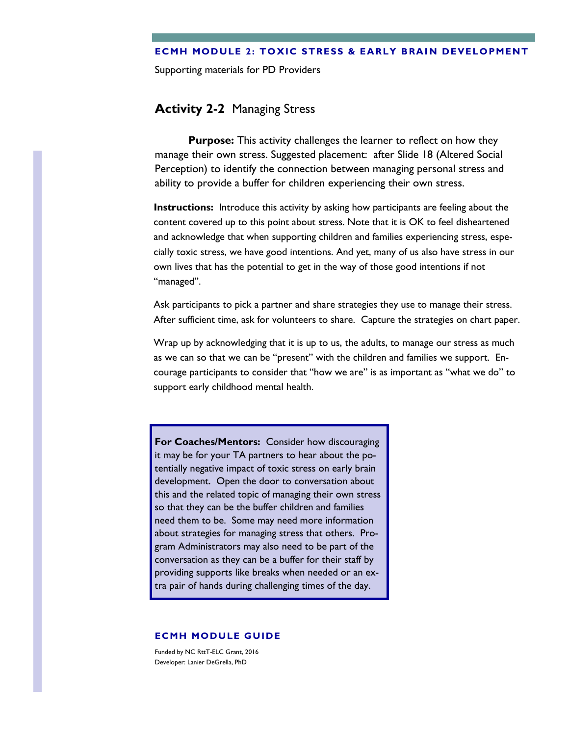## Activity 2-2 Managing Stress

**Purpose:** This activity challenges the learner to reflect on how they manage their own stress. Suggested placement: after Slide 18 (Altered Social Perception) to identify the connection between managing personal stress and ability to provide a buffer for children experiencing their own stress.

**Instructions:** Introduce this activity by asking how participants are feeling about the content covered up to this point about stress. Note that it is OK to feel disheartened and acknowledge that when supporting children and families experiencing stress, especially toxic stress, we have good intentions. And yet, many of us also have stress in our own lives that has the potential to get in the way of those good intentions if not "managed".

Ask participants to pick a partner and share strategies they use to manage their stress. After sufficient time, ask for volunteers to share. Capture the strategies on chart paper.

Wrap up by acknowledging that it is up to us, the adults, to manage our stress as much as we can so that we can be "present" with the children and families we support. Encourage participants to consider that "how we are" is as important as "what we do" to support early childhood mental health.

**For Coaches/Mentors:** Consider how discouraging it may be for your TA partners to hear about the potentially negative impact of toxic stress on early brain development. Open the door to conversation about this and the related topic of managing their own stress so that they can be the buffer children and families need them to be. Some may need more information about strategies for managing stress that others. Program Administrators may also need to be part of the conversation as they can be a buffer for their staff by providing supports like breaks when needed or an extra pair of hands during challenging times of the day.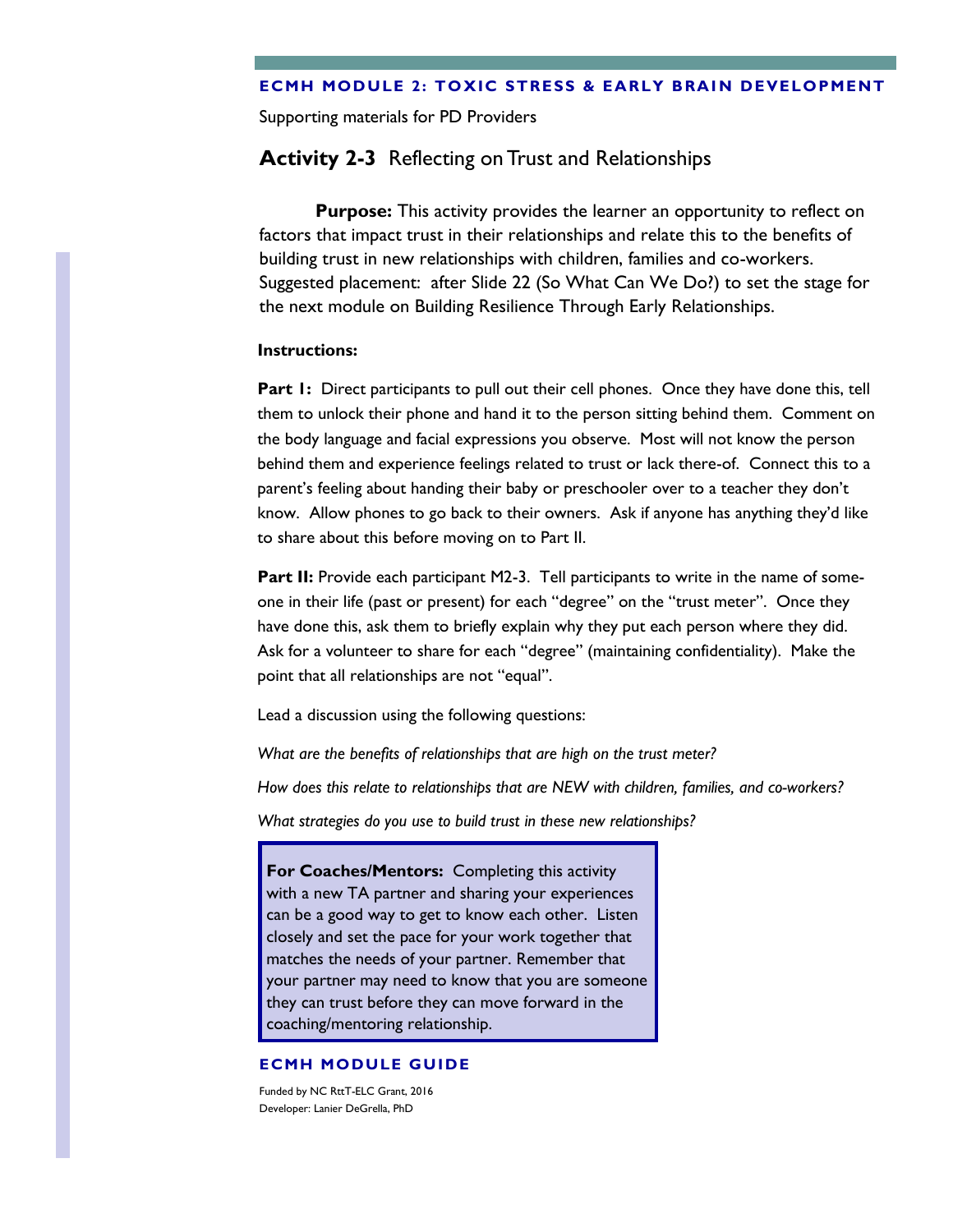Supporting materials for PD Providers

## **Activity 2-3** Reflecting on Trust and Relationships

**Purpose:** This activity provides the learner an opportunity to reflect on factors that impact trust in their relationships and relate this to the benefits of building trust in new relationships with children, families and co-workers. Suggested placement: after Slide 22 (So What Can We Do?) to set the stage for the next module on Building Resilience Through Early Relationships.

**Instructions:**

**Part I:** Direct participants to pull out their cell phones. Once they have done this, tell them to unlock their phone and hand it to the person sitting behind them. Comment on the body language and facial expressions you observe. Most will not know the person behind them and experience feelings related to trust or lack there-of. Connect this to a parent's feeling about handing their baby or preschooler over to a teacher they don't know. Allow phones to go back to their owners. Ask if anyone has anything they'd like to share about this before moving on to Part II.

**Part II:** Provide each participant M2-3. Tell participants to write in the name of someone in their life (past or present) for each "degree" on the "trust meter". Once they have done this, ask them to briefly explain why they put each person where they did. Ask for a volunteer to share for each "degree" (maintaining confidentiality). Make the point that all relationships are not "equal".

Lead a discussion using the following questions:

*What are the benefits of relationships that are high on the trust meter?*

*How does this relate to relationships that are NEW with children, families, and co-workers?*

*What strategies do you use to build trust in these new relationships?*

> **For Coaches/Mentors:** Completing this activity with a new TA partner and sharing your experiences can be a good way to get to know each other. Listen closely and set the pace for your work together that matches the needs of your partner. Remember that your partner may need to know that you are someone they can trust before they can move forward in the coaching/mentoring relationship.

**ECMH MODULE GUIDE**

Funded by NC RttT-ELC Grant, 2016
Developer: Lanier DeGrella, PhD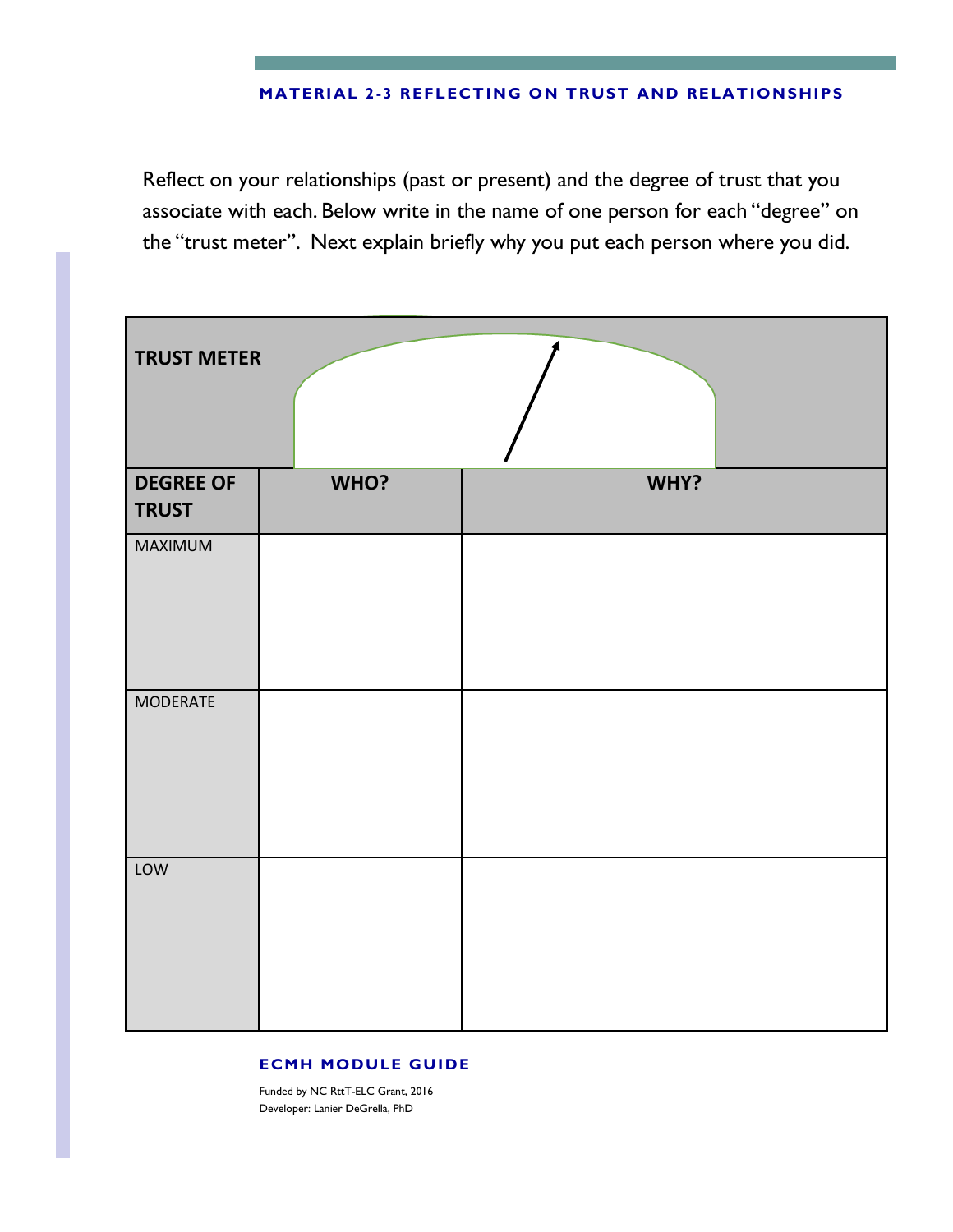## MATERIAL 2-3 REFLECTING ON TRUST AND RELATIONSHIPS

Reflect on your relationships (past or present) and the degree of trust that you associate with each. Below write in the name of one person for each "degree" on the "trust meter". Next explain briefly why you put each person where you did.

| TRUST METER | | |
|---|---|---|
| **DEGREE OF TRUST** | **WHO?** | **WHY?** |
| MAXIMUM | | |
| MODERATE | | |
| LOW | | |

**ECMH MODULE GUIDE**

Funded by NC RttT-ELC Grant, 2016
Developer: Lanier DeGrella, PhD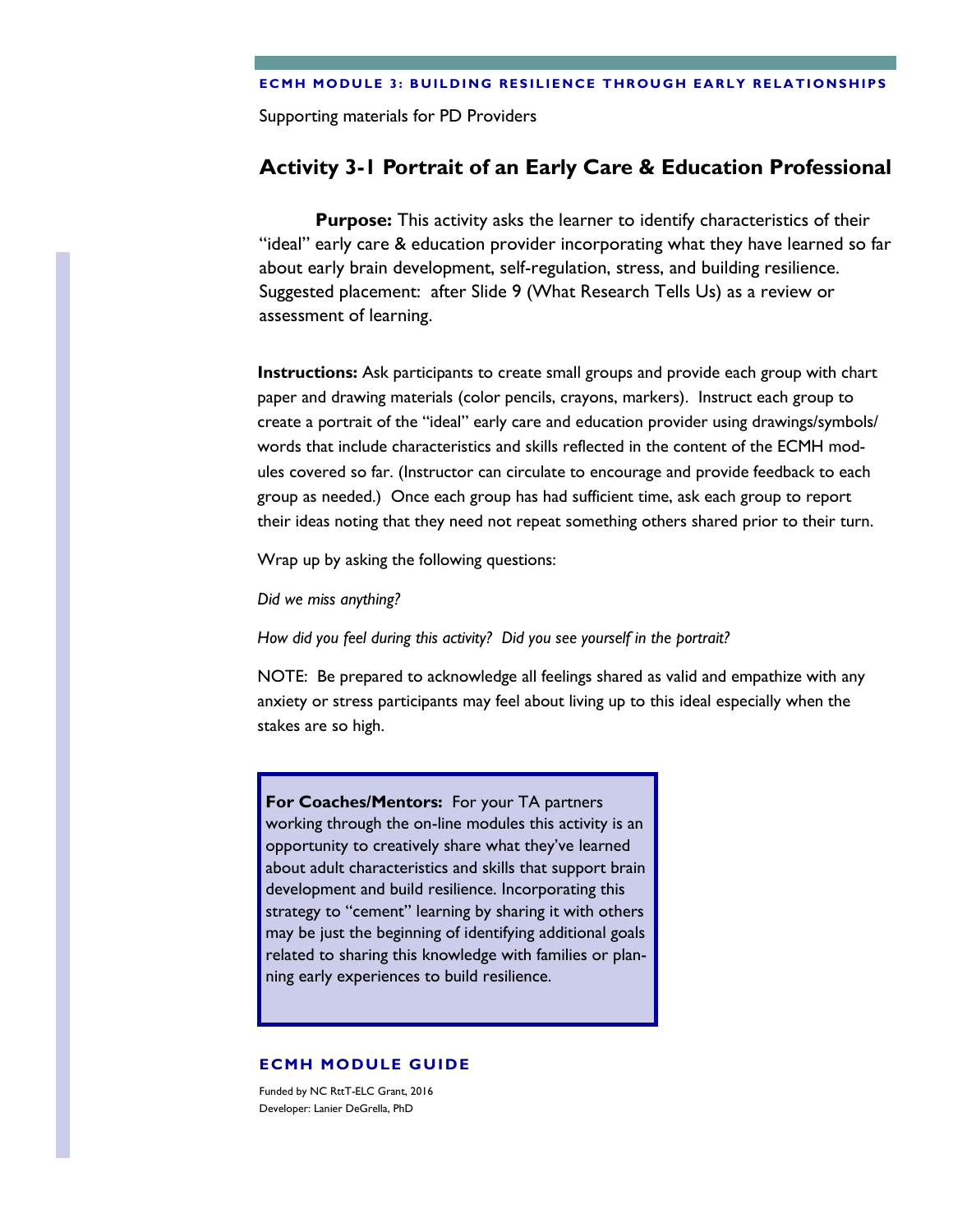Supporting materials for PD Providers

## Activity 3-1 Portrait of an Early Care & Education Professional

**Purpose:** This activity asks the learner to identify characteristics of their "ideal" early care & education provider incorporating what they have learned so far about early brain development, self-regulation, stress, and building resilience. Suggested placement: after Slide 9 (What Research Tells Us) as a review or assessment of learning.

**Instructions:** Ask participants to create small groups and provide each group with chart paper and drawing materials (color pencils, crayons, markers). Instruct each group to create a portrait of the "ideal" early care and education provider using drawings/symbols/ words that include characteristics and skills reflected in the content of the ECMH modules covered so far. (Instructor can circulate to encourage and provide feedback to each group as needed.) Once each group has had sufficient time, ask each group to report their ideas noting that they need not repeat something others shared prior to their turn.

Wrap up by asking the following questions:

*Did we miss anything?*

*How did you feel during this activity? Did you see yourself in the portrait?*

NOTE: Be prepared to acknowledge all feelings shared as valid and empathize with any anxiety or stress participants may feel about living up to this ideal especially when the stakes are so high.

**For Coaches/Mentors:** For your TA partners working through the on-line modules this activity is an opportunity to creatively share what they've learned about adult characteristics and skills that support brain development and build resilience. Incorporating this strategy to "cement" learning by sharing it with others may be just the beginning of identifying additional goals related to sharing this knowledge with families or planning early experiences to build resilience.

**ECMH MODULE GUIDE**

Funded by NC RttT-ELC Grant, 2016
Developer: Lanier DeGrella, PhD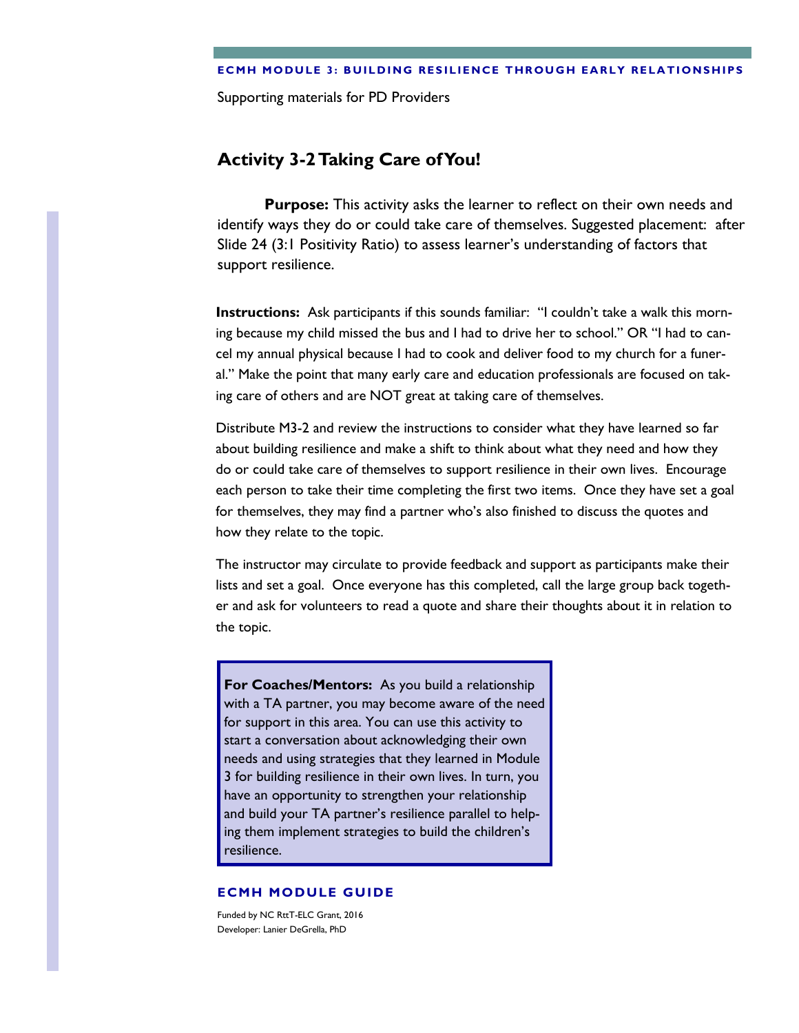Supporting materials for PD Providers

## Activity 3-2 Taking Care of You!

**Purpose:** This activity asks the learner to reflect on their own needs and identify ways they do or could take care of themselves. Suggested placement: after Slide 24 (3:1 Positivity Ratio) to assess learner's understanding of factors that support resilience.

**Instructions:** Ask participants if this sounds familiar: "I couldn't take a walk this morning because my child missed the bus and I had to drive her to school." OR "I had to cancel my annual physical because I had to cook and deliver food to my church for a funeral." Make the point that many early care and education professionals are focused on taking care of others and are NOT great at taking care of themselves.

Distribute M3-2 and review the instructions to consider what they have learned so far about building resilience and make a shift to think about what they need and how they do or could take care of themselves to support resilience in their own lives. Encourage each person to take their time completing the first two items. Once they have set a goal for themselves, they may find a partner who's also finished to discuss the quotes and how they relate to the topic.

The instructor may circulate to provide feedback and support as participants make their lists and set a goal. Once everyone has this completed, call the large group back together and ask for volunteers to read a quote and share their thoughts about it in relation to the topic.

> **For Coaches/Mentors:** As you build a relationship with a TA partner, you may become aware of the need for support in this area. You can use this activity to start a conversation about acknowledging their own needs and using strategies that they learned in Module 3 for building resilience in their own lives. In turn, you have an opportunity to strengthen your relationship and build your TA partner's resilience parallel to helping them implement strategies to build the children's resilience.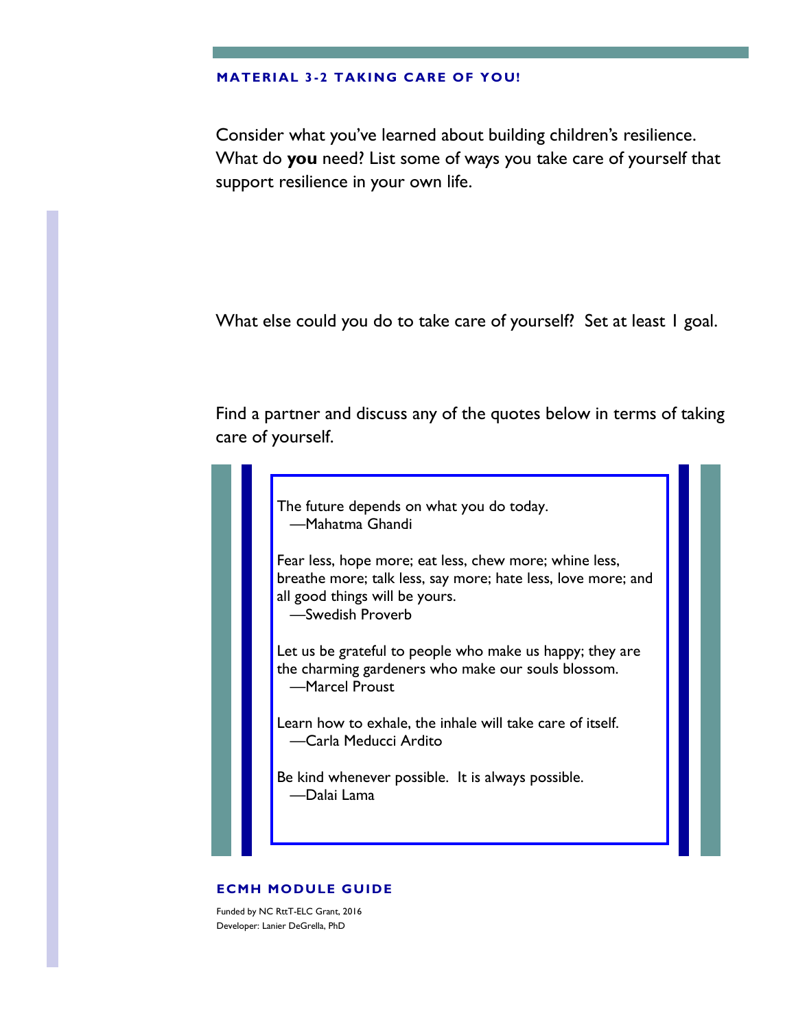## MATERIAL 3-2 TAKING CARE OF YOU!

Consider what you've learned about building children's resilience. What do **you** need? List some of ways you take care of yourself that support resilience in your own life.

What else could you do to take care of yourself? Set at least 1 goal.

Find a partner and discuss any of the quotes below in terms of taking care of yourself.

The future depends on what you do today.
—Mahatma Ghandi

Fear less, hope more; eat less, chew more; whine less, breathe more; talk less, say more; hate less, love more; and all good things will be yours.
—Swedish Proverb

Let us be grateful to people who make us happy; they are the charming gardeners who make our souls blossom.
—Marcel Proust

Learn how to exhale, the inhale will take care of itself.
—Carla Meducci Ardito

Be kind whenever possible. It is always possible.
—Dalai Lama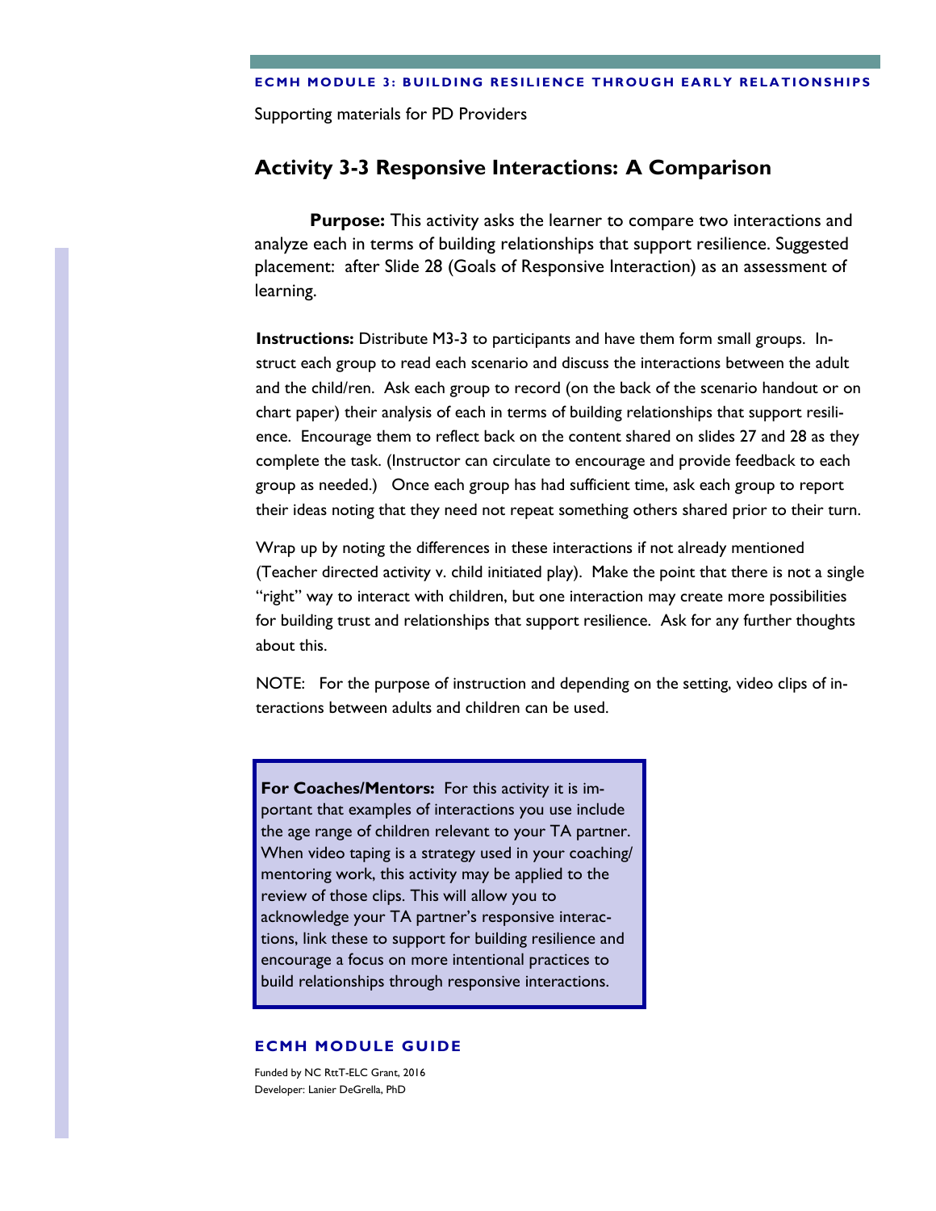Supporting materials for PD Providers

## Activity 3-3 Responsive Interactions: A Comparison

**Purpose:** This activity asks the learner to compare two interactions and analyze each in terms of building relationships that support resilience. Suggested placement: after Slide 28 (Goals of Responsive Interaction) as an assessment of learning.

**Instructions:** Distribute M3-3 to participants and have them form small groups. Instruct each group to read each scenario and discuss the interactions between the adult and the child/ren. Ask each group to record (on the back of the scenario handout or on chart paper) their analysis of each in terms of building relationships that support resilience. Encourage them to reflect back on the content shared on slides 27 and 28 as they complete the task. (Instructor can circulate to encourage and provide feedback to each group as needed.) Once each group has had sufficient time, ask each group to report their ideas noting that they need not repeat something others shared prior to their turn.

Wrap up by noting the differences in these interactions if not already mentioned (Teacher directed activity v. child initiated play). Make the point that there is not a single "right" way to interact with children, but one interaction may create more possibilities for building trust and relationships that support resilience. Ask for any further thoughts about this.

NOTE: For the purpose of instruction and depending on the setting, video clips of interactions between adults and children can be used.

**For Coaches/Mentors:** For this activity it is important that examples of interactions you use include the age range of children relevant to your TA partner. When video taping is a strategy used in your coaching/mentoring work, this activity may be applied to the review of those clips. This will allow you to acknowledge your TA partner's responsive interactions, link these to support for building resilience and encourage a focus on more intentional practices to build relationships through responsive interactions.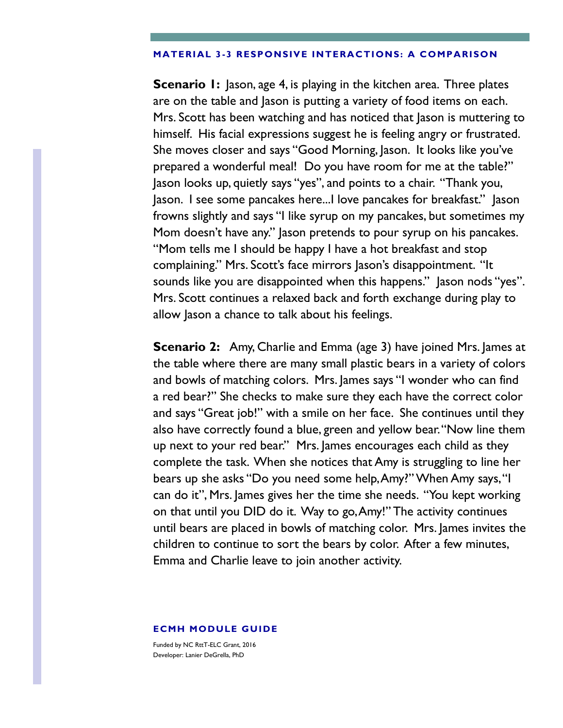## MATERIAL 3-3 RESPONSIVE INTERACTIONS: A COMPARISON

**Scenario 1:** Jason, age 4, is playing in the kitchen area. Three plates are on the table and Jason is putting a variety of food items on each. Mrs. Scott has been watching and has noticed that Jason is muttering to himself. His facial expressions suggest he is feeling angry or frustrated. She moves closer and says "Good Morning, Jason. It looks like you've prepared a wonderful meal! Do you have room for me at the table?" Jason looks up, quietly says "yes", and points to a chair. "Thank you, Jason. I see some pancakes here...I love pancakes for breakfast." Jason frowns slightly and says "I like syrup on my pancakes, but sometimes my Mom doesn't have any." Jason pretends to pour syrup on his pancakes. "Mom tells me I should be happy I have a hot breakfast and stop complaining." Mrs. Scott's face mirrors Jason's disappointment. "It sounds like you are disappointed when this happens." Jason nods "yes". Mrs. Scott continues a relaxed back and forth exchange during play to allow Jason a chance to talk about his feelings.

**Scenario 2:** Amy, Charlie and Emma (age 3) have joined Mrs. James at the table where there are many small plastic bears in a variety of colors and bowls of matching colors. Mrs. James says "I wonder who can find a red bear?" She checks to make sure they each have the correct color and says "Great job!" with a smile on her face. She continues until they also have correctly found a blue, green and yellow bear. "Now line them up next to your red bear." Mrs. James encourages each child as they complete the task. When she notices that Amy is struggling to line her bears up she asks "Do you need some help, Amy?" When Amy says, "I can do it", Mrs. James gives her the time she needs. "You kept working on that until you DID do it. Way to go, Amy!" The activity continues until bears are placed in bowls of matching color. Mrs. James invites the children to continue to sort the bears by color. After a few minutes, Emma and Charlie leave to join another activity.

**ECMH MODULE GUIDE**

Funded by NC RttT-ELC Grant, 2016
Developer: Lanier DeGrella, PhD